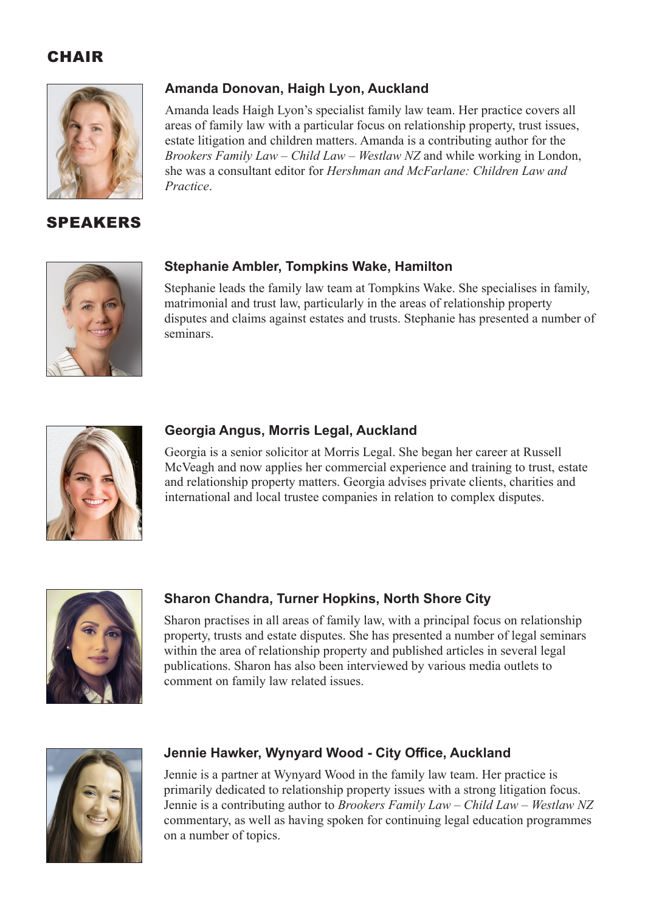## CHAIR

### Amanda Donovan, Haigh Lyon, Auckland

Amanda leads Haigh Lyon's specialist family law team. Her practice covers all areas of family law with a particular focus on relationship property, trust issues, estate litigation and children matters. Amanda is a contributing author for the *Brookers Family Law – Child Law – Westlaw NZ* and while working in London, she was a consultant editor for *Hershman and McFarlane: Children Law and Practice*.

## SPEAKERS

### Stephanie Ambler, Tompkins Wake, Hamilton

Stephanie leads the family law team at Tompkins Wake. She specialises in family, matrimonial and trust law, particularly in the areas of relationship property disputes and claims against estates and trusts. Stephanie has presented a number of seminars.

### Georgia Angus, Morris Legal, Auckland

Georgia is a senior solicitor at Morris Legal. She began her career at Russell McVeagh and now applies her commercial experience and training to trust, estate and relationship property matters. Georgia advises private clients, charities and international and local trustee companies in relation to complex disputes.

### Sharon Chandra, Turner Hopkins, North Shore City

Sharon practises in all areas of family law, with a principal focus on relationship property, trusts and estate disputes. She has presented a number of legal seminars within the area of relationship property and published articles in several legal publications. Sharon has also been interviewed by various media outlets to comment on family law related issues.

### Jennie Hawker, Wynyard Wood - City Office, Auckland

Jennie is a partner at Wynyard Wood in the family law team. Her practice is primarily dedicated to relationship property issues with a strong litigation focus. Jennie is a contributing author to *Brookers Family Law – Child Law – Westlaw NZ* commentary, as well as having spoken for continuing legal education programmes on a number of topics.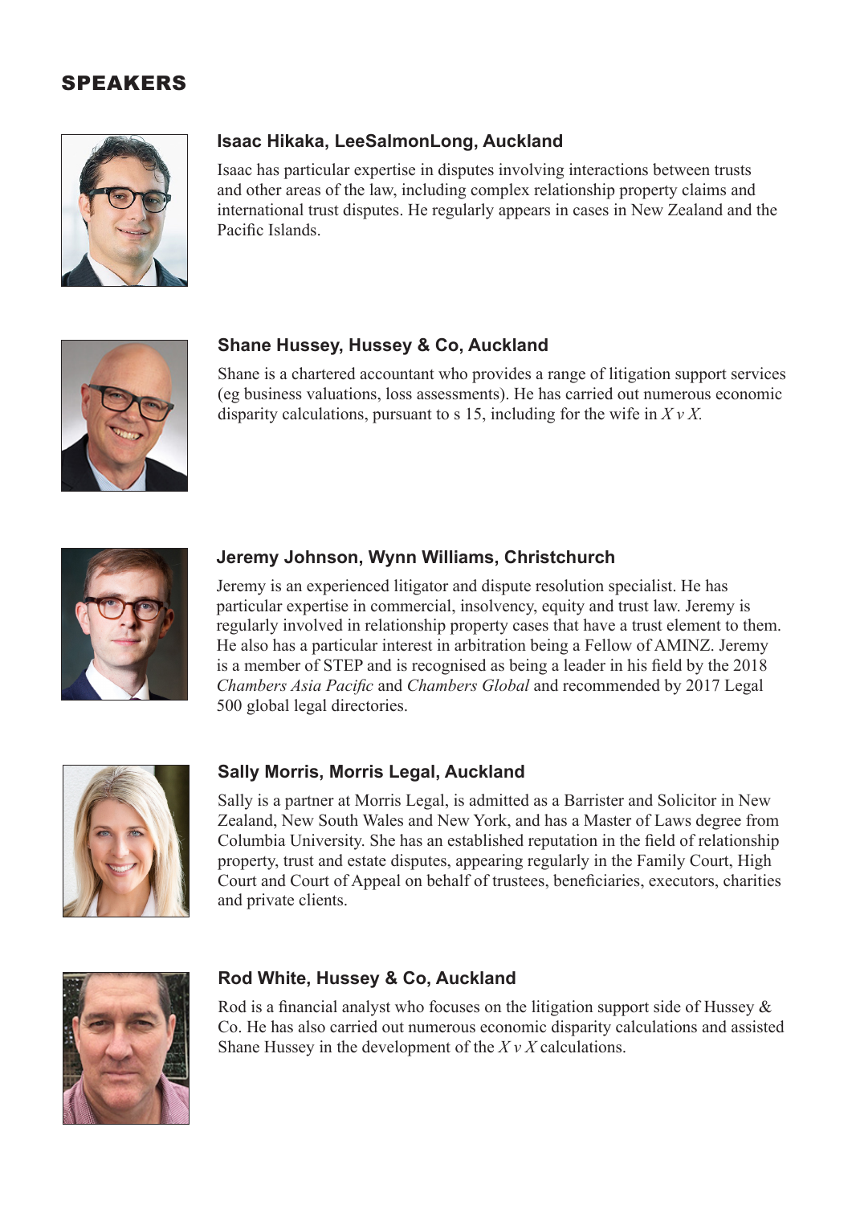## SPEAKERS

### Isaac Hikaka, LeeSalmonLong, Auckland

Isaac has particular expertise in disputes involving interactions between trusts and other areas of the law, including complex relationship property claims and international trust disputes. He regularly appears in cases in New Zealand and the Pacific Islands.

### Shane Hussey, Hussey & Co, Auckland

Shane is a chartered accountant who provides a range of litigation support services (eg business valuations, loss assessments). He has carried out numerous economic disparity calculations, pursuant to s 15, including for the wife in *X v X.*

### Jeremy Johnson, Wynn Williams, Christchurch

Jeremy is an experienced litigator and dispute resolution specialist. He has particular expertise in commercial, insolvency, equity and trust law. Jeremy is regularly involved in relationship property cases that have a trust element to them. He also has a particular interest in arbitration being a Fellow of AMINZ. Jeremy is a member of STEP and is recognised as being a leader in his field by the 2018 *Chambers Asia Pacific* and *Chambers Global* and recommended by 2017 Legal 500 global legal directories.

### Sally Morris, Morris Legal, Auckland

Sally is a partner at Morris Legal, is admitted as a Barrister and Solicitor in New Zealand, New South Wales and New York, and has a Master of Laws degree from Columbia University. She has an established reputation in the field of relationship property, trust and estate disputes, appearing regularly in the Family Court, High Court and Court of Appeal on behalf of trustees, beneficiaries, executors, charities and private clients.

### Rod White, Hussey & Co, Auckland

Rod is a financial analyst who focuses on the litigation support side of Hussey & Co. He has also carried out numerous economic disparity calculations and assisted Shane Hussey in the development of the *X v X* calculations.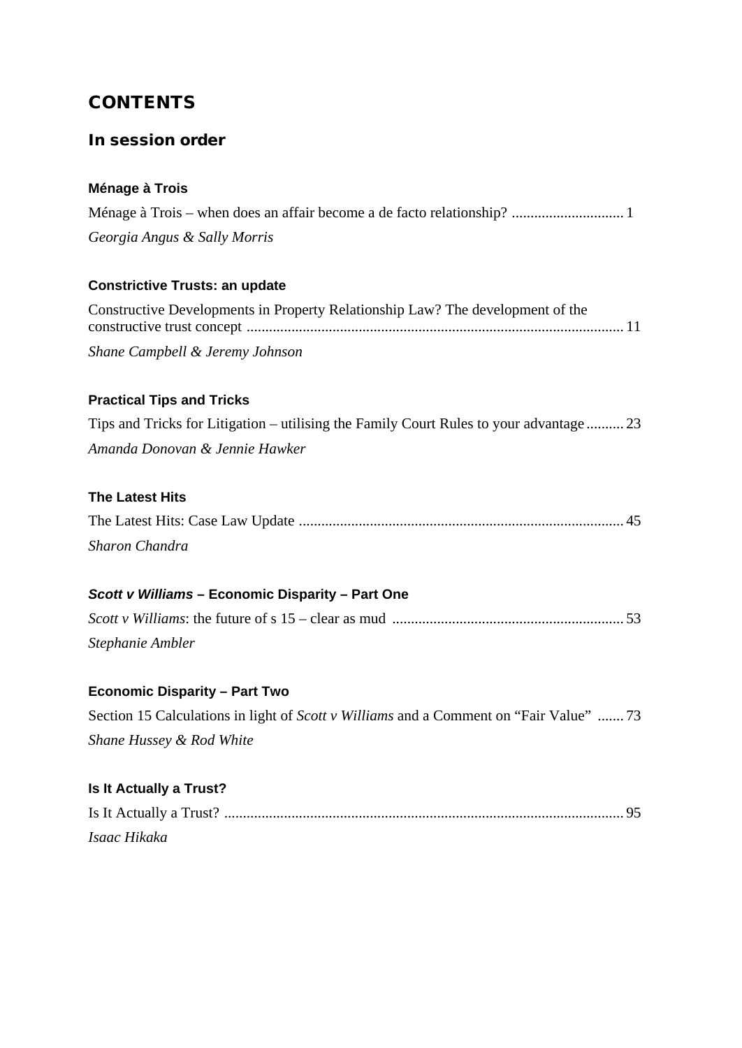# CONTENTS

## In session order

### Ménage à Trois

Ménage à Trois – when does an affair become a de facto relationship? .............................. 1

*Georgia Angus & Sally Morris*

### Constrictive Trusts: an update

Constructive Developments in Property Relationship Law? The development of the constructive trust concept .................................................................................................... 11

*Shane Campbell & Jeremy Johnson*

### Practical Tips and Tricks

Tips and Tricks for Litigation – utilising the Family Court Rules to your advantage .......... 23

*Amanda Donovan & Jennie Hawker*

### The Latest Hits

The Latest Hits: Case Law Update ...................................................................................... 45

*Sharon Chandra*

### *Scott v Williams* – Economic Disparity – Part One

*Scott v Williams*: the future of s 15 – clear as mud ............................................................. 53

*Stephanie Ambler*

### Economic Disparity – Part Two

Section 15 Calculations in light of *Scott v Williams* and a Comment on "Fair Value" ....... 73

*Shane Hussey & Rod White*

### Is It Actually a Trust?

Is It Actually a Trust? .......................................................................................................... 95

*Isaac Hikaka*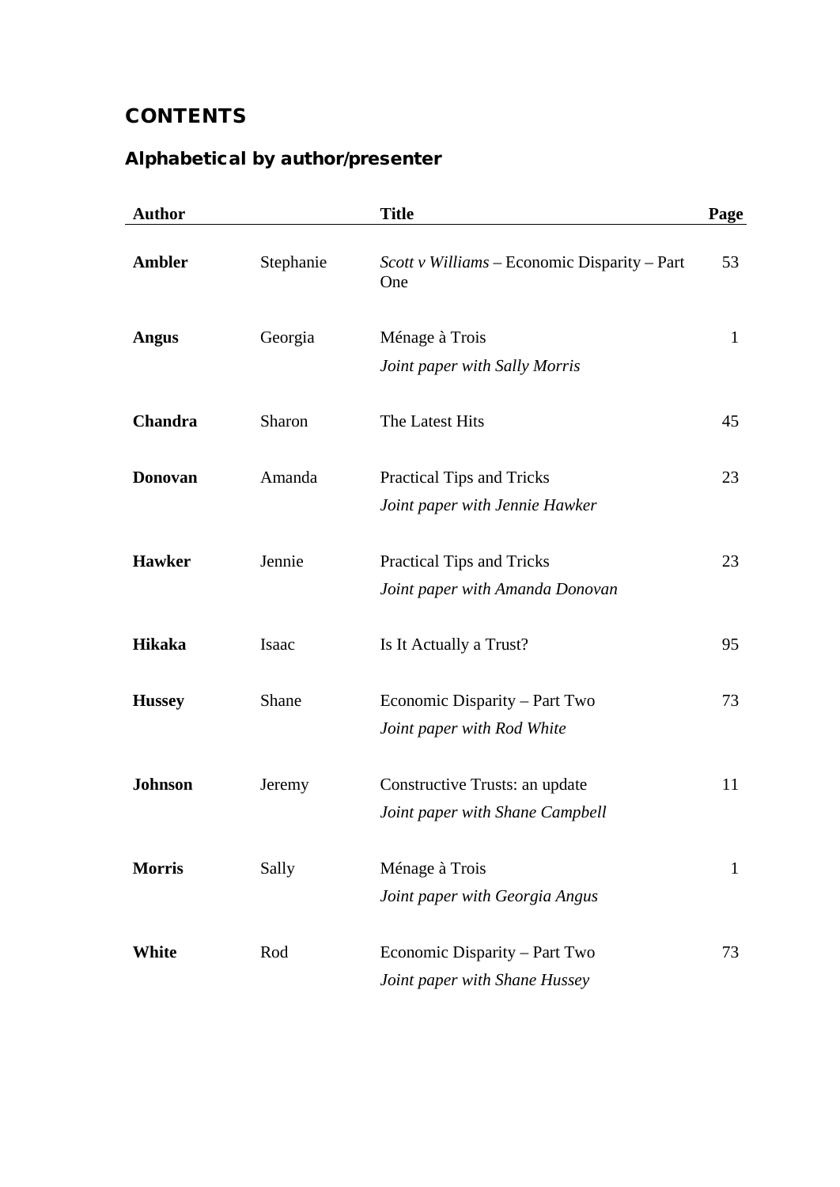## CONTENTS

### Alphabetical by author/presenter

| Author | | Title | Page |
|---|---|---|---|
| **Ambler** | Stephanie | *Scott v Williams* – Economic Disparity – Part One | 53 |
| **Angus** | Georgia | Ménage à Trois<br>*Joint paper with Sally Morris* | 1 |
| **Chandra** | Sharon | The Latest Hits | 45 |
| **Donovan** | Amanda | Practical Tips and Tricks<br>*Joint paper with Jennie Hawker* | 23 |
| **Hawker** | Jennie | Practical Tips and Tricks<br>*Joint paper with Amanda Donovan* | 23 |
| **Hikaka** | Isaac | Is It Actually a Trust? | 95 |
| **Hussey** | Shane | Economic Disparity – Part Two<br>*Joint paper with Rod White* | 73 |
| **Johnson** | Jeremy | Constructive Trusts: an update<br>*Joint paper with Shane Campbell* | 11 |
| **Morris** | Sally | Ménage à Trois<br>*Joint paper with Georgia Angus* | 1 |
| **White** | Rod | Economic Disparity – Part Two<br>*Joint paper with Shane Hussey* | 73 |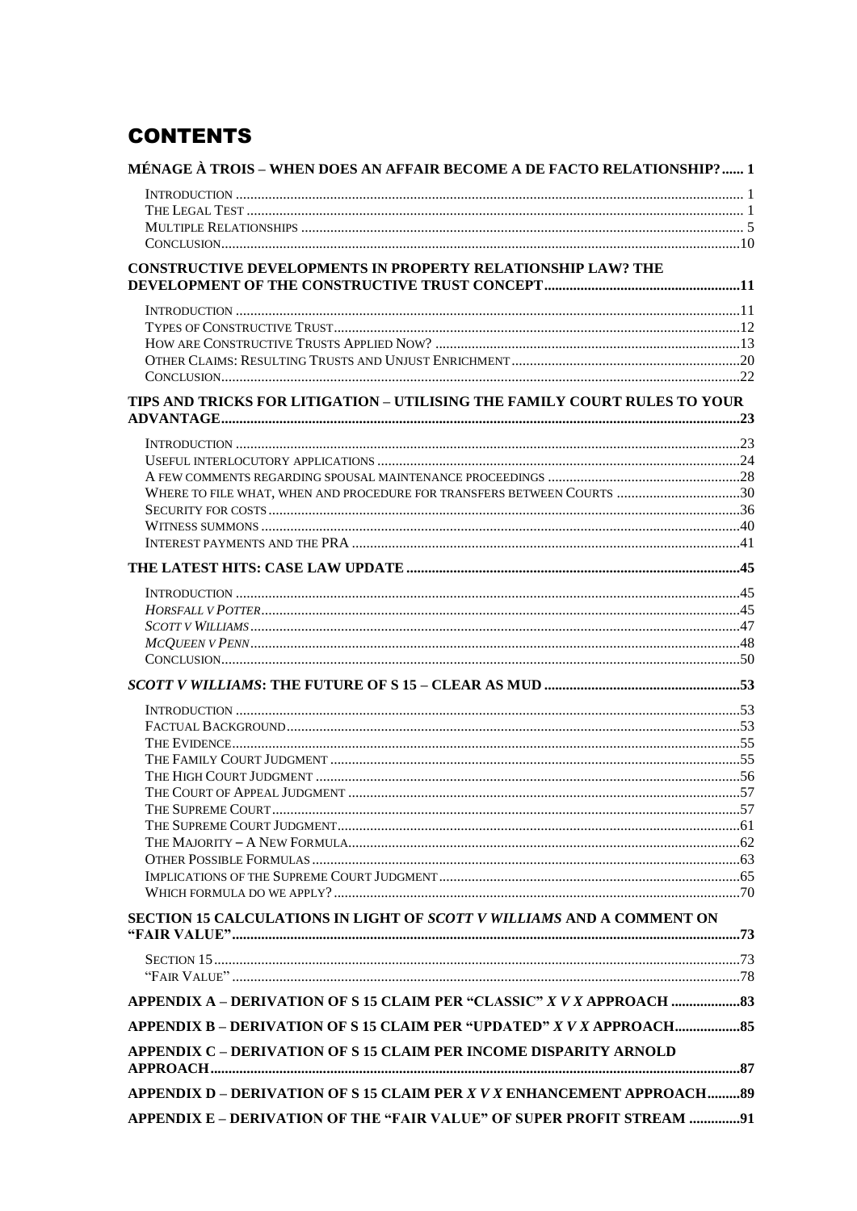# CONTENTS

**MÉNAGE À TROIS – WHEN DOES AN AFFAIR BECOME A DE FACTO RELATIONSHIP?...... 1**

INTRODUCTION .......... 1
THE LEGAL TEST .......... 1
MULTIPLE RELATIONSHIPS .......... 5
CONCLUSION .......... 10

**CONSTRUCTIVE DEVELOPMENTS IN PROPERTY RELATIONSHIP LAW? THE DEVELOPMENT OF THE CONSTRUCTIVE TRUST CONCEPT .......... 11**

INTRODUCTION .......... 11
TYPES OF CONSTRUCTIVE TRUST .......... 12
HOW ARE CONSTRUCTIVE TRUSTS APPLIED NOW? .......... 13
OTHER CLAIMS: RESULTING TRUSTS AND UNJUST ENRICHMENT .......... 20
CONCLUSION .......... 22

**TIPS AND TRICKS FOR LITIGATION – UTILISING THE FAMILY COURT RULES TO YOUR ADVANTAGE .......... 23**

INTRODUCTION .......... 23
USEFUL INTERLOCUTORY APPLICATIONS .......... 24
A FEW COMMENTS REGARDING SPOUSAL MAINTENANCE PROCEEDINGS .......... 28
WHERE TO FILE WHAT, WHEN AND PROCEDURE FOR TRANSFERS BETWEEN COURTS .......... 30
SECURITY FOR COSTS .......... 36
WITNESS SUMMONS .......... 40
INTEREST PAYMENTS AND THE PRA .......... 41

**THE LATEST HITS: CASE LAW UPDATE .......... 45**

INTRODUCTION .......... 45
*HORSFALL V POTTER* .......... 45
*SCOTT V WILLIAMS* .......... 47
*MCQUEEN V PENN* .......... 48
CONCLUSION .......... 50

***SCOTT V WILLIAMS*: THE FUTURE OF S 15 – CLEAR AS MUD .......... 53**

INTRODUCTION .......... 53
FACTUAL BACKGROUND .......... 53
THE EVIDENCE .......... 55
THE FAMILY COURT JUDGMENT .......... 55
THE HIGH COURT JUDGMENT .......... 56
THE COURT OF APPEAL JUDGMENT .......... 57
THE SUPREME COURT .......... 57
THE SUPREME COURT JUDGMENT .......... 61
THE MAJORITY – A NEW FORMULA .......... 62
OTHER POSSIBLE FORMULAS .......... 63
IMPLICATIONS OF THE SUPREME COURT JUDGMENT .......... 65
WHICH FORMULA DO WE APPLY? .......... 70

**SECTION 15 CALCULATIONS IN LIGHT OF *SCOTT V WILLIAMS* AND A COMMENT ON "FAIR VALUE" .......... 73**

SECTION 15 .......... 73
"FAIR VALUE" .......... 78

**APPENDIX A – DERIVATION OF S 15 CLAIM PER "CLASSIC" *X V X* APPROACH .......... 83**

**APPENDIX B – DERIVATION OF S 15 CLAIM PER "UPDATED" *X V X* APPROACH .......... 85**

**APPENDIX C – DERIVATION OF S 15 CLAIM PER INCOME DISPARITY ARNOLD APPROACH .......... 87**

**APPENDIX D – DERIVATION OF S 15 CLAIM PER *X V X* ENHANCEMENT APPROACH .......... 89**

**APPENDIX E – DERIVATION OF THE "FAIR VALUE" OF SUPER PROFIT STREAM .......... 91**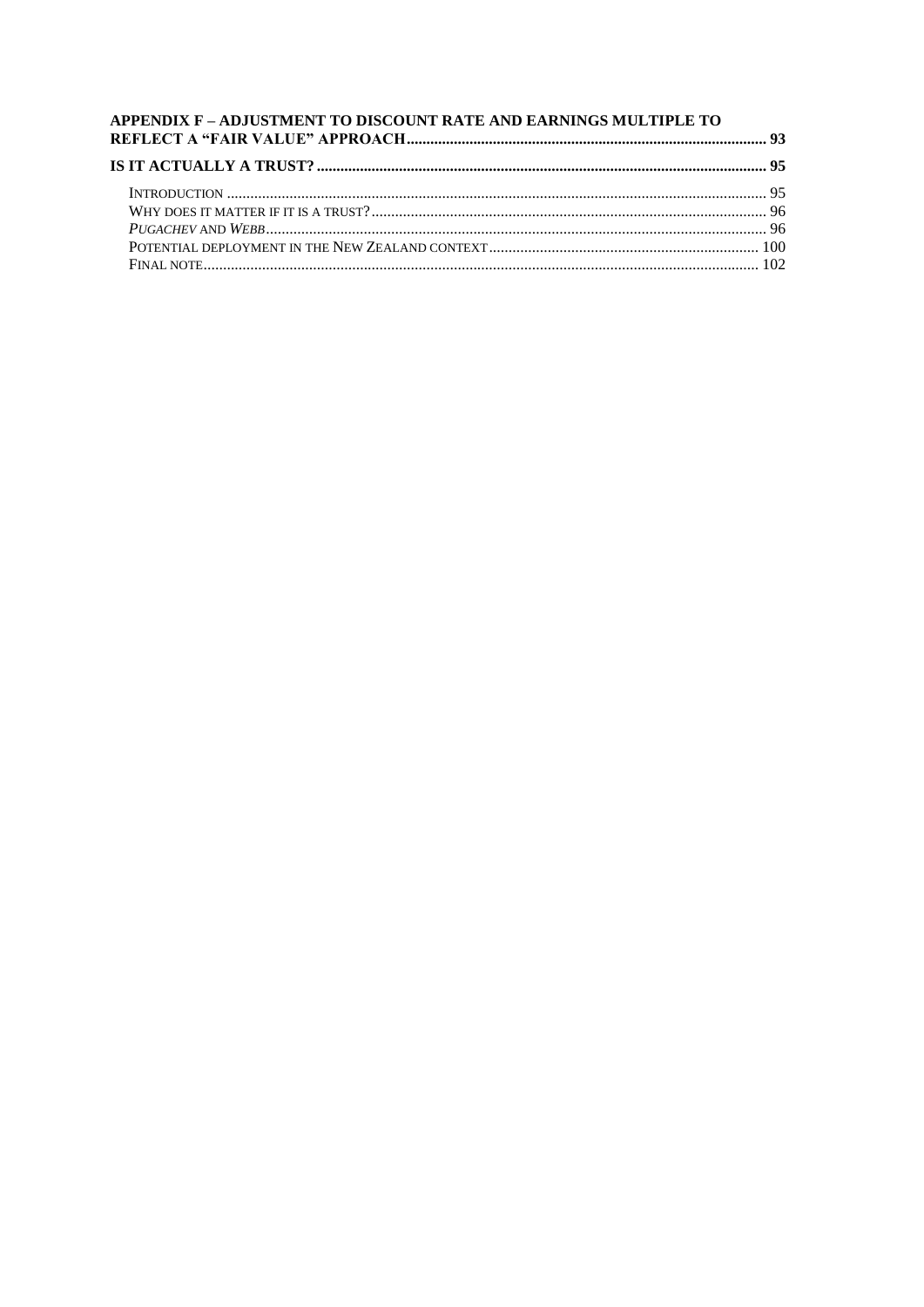**APPENDIX F – ADJUSTMENT TO DISCOUNT RATE AND EARNINGS MULTIPLE TO REFLECT A "FAIR VALUE" APPROACH** ........................................................................................... **93**

**IS IT ACTUALLY A TRUST?** .................................................................................................................. **95**

INTRODUCTION ......................................................................................................................... 95
WHY DOES IT MATTER IF IT IS A TRUST? .................................................................................... 96
*PUGACHEV* AND *WEBB* .............................................................................................................. 96
POTENTIAL DEPLOYMENT IN THE NEW ZEALAND CONTEXT ..................................................................... 100
FINAL NOTE ............................................................................................................................. 102